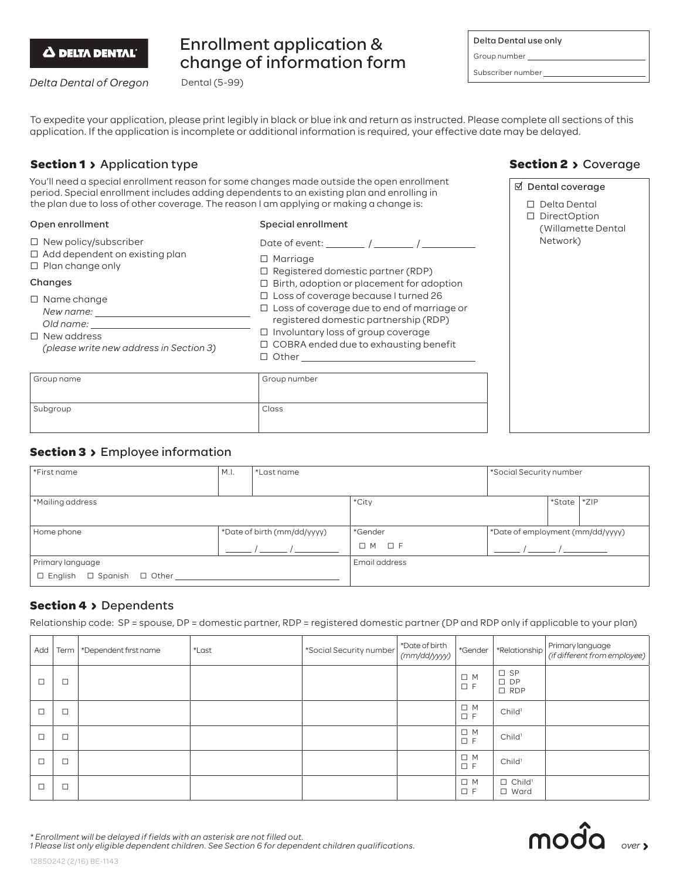**DELTA DENTAL**

*Delta Dental of Oregon*

# Enrollment application & change of information form

Dental (5-99)

| Delta Dental use only |
|---|
| Group number |
| Subscriber number |

To expedite your application, please print legibly in black or blue ink and return as instructed. Please complete all sections of this application. If the application is incomplete or additional information is required, your effective date may be delayed.

## Section 1 › Application type

You'll need a special enrollment reason for some changes made outside the open enrollment period. Special enrollment includes adding dependents to an existing plan and enrolling in the plan due to loss of other coverage. The reason I am applying or making a change is:

**Open enrollment**

- ☐ New policy/subscriber
- ☐ Add dependent on existing plan
- ☐ Plan change only

**Changes**

- ☐ Name change
  *New name:* \_\_\_\_\_\_\_\_\_\_
  *Old name:* \_\_\_\_\_\_\_\_\_\_
- ☐ New address
  *(please write new address in Section 3)*

**Special enrollment**

Date of event: \_\_\_\_ / \_\_\_\_ / \_\_\_\_

- ☐ Marriage
- ☐ Registered domestic partner (RDP)
- ☐ Birth, adoption or placement for adoption
- ☐ Loss of coverage because I turned 26
- ☐ Loss of coverage due to end of marriage or registered domestic partnership (RDP)
- ☐ Involuntary loss of group coverage
- ☐ COBRA ended due to exhausting benefit
- ☐ Other \_\_\_\_\_\_\_\_\_\_

| Group name | Group number |
|---|---|
| Subgroup | Class |

## Section 2 › Coverage

☑ Dental coverage

- ☐ Delta Dental
- ☐ DirectOption (Willamette Dental Network)

## Section 3 › Employee information

| *First name | M.I. | *Last name | *Social Security number |
|---|---|---|---|
| *Mailing address | *City | *State | *ZIP |
| Home phone | *Date of birth (mm/dd/yyyy) \_\_\_ / \_\_\_ / \_\_\_ | *Gender ☐ M ☐ F | *Date of employment (mm/dd/yyyy) \_\_\_ / \_\_\_ / \_\_\_ |
| Primary language ☐ English ☐ Spanish ☐ Other \_\_\_\_ | Email address | | |

## Section 4 › Dependents

Relationship code: SP = spouse, DP = domestic partner, RDP = registered domestic partner (DP and RDP only if applicable to your plan)

| Add | Term | *Dependent first name | *Last | *Social Security number | *Date of birth *(mm/dd/yyyy)* | *Gender | *Relationship | Primary language *(if different from employee)* |
|---|---|---|---|---|---|---|---|---|
| ☐ | ☐ | | | | | ☐ M ☐ F | ☐ SP ☐ DP ☐ RDP | |
| ☐ | ☐ | | | | | ☐ M ☐ F | Child[1] | |
| ☐ | ☐ | | | | | ☐ M ☐ F | Child[1] | |
| ☐ | ☐ | | | | | ☐ M ☐ F | Child[1] | |
| ☐ | ☐ | | | | | ☐ M ☐ F | ☐ Child[1] ☐ Ward | |

*\* Enrollment will be delayed if fields with an asterisk are not filled out.*
*1 Please list only eligible dependent children. See Section 6 for dependent children qualifications.*

moda

over ›

12850242 (2/16) BE-1143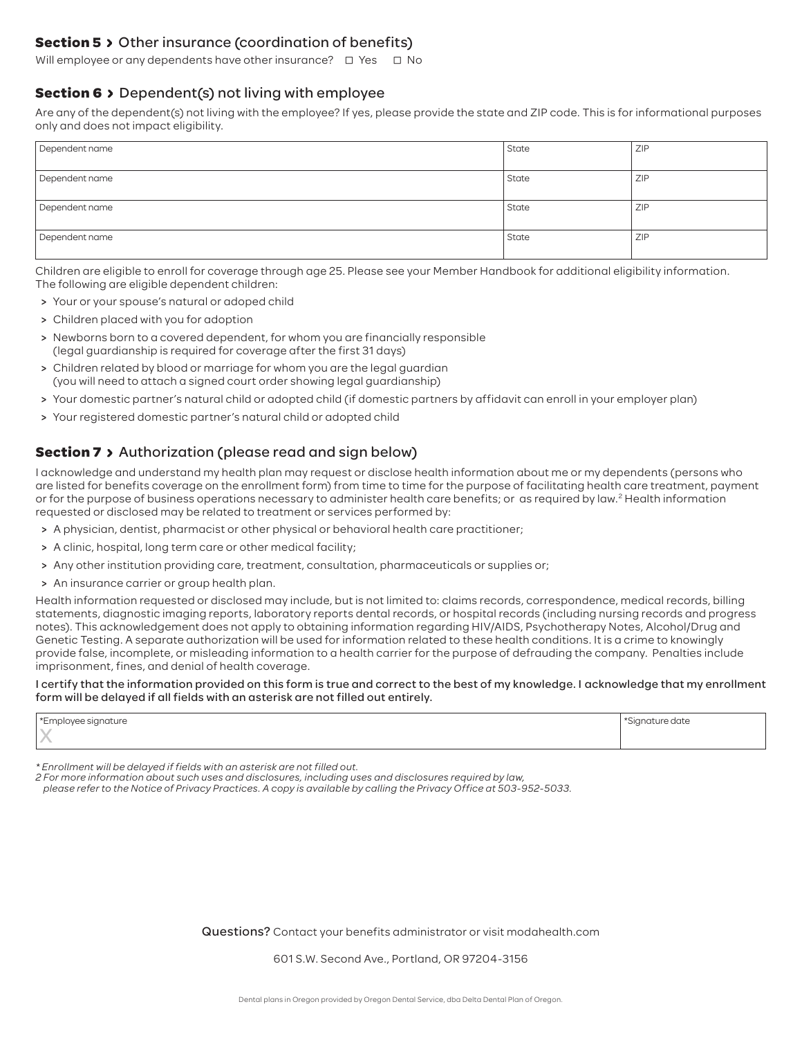## Section 5 › Other insurance (coordination of benefits)

Will employee or any dependents have other insurance? ☐ Yes ☐ No

## Section 6 › Dependent(s) not living with employee

Are any of the dependent(s) not living with the employee? If yes, please provide the state and ZIP code. This is for informational purposes only and does not impact eligibility.

| Dependent name | State | ZIP |
|---|---|---|
| | | |
| | | |
| | | |
| | | |

Children are eligible to enroll for coverage through age 25. Please see your Member Handbook for additional eligibility information. The following are eligible dependent children:

- Your or your spouse's natural or adoped child
- Children placed with you for adoption
- Newborns born to a covered dependent, for whom you are financially responsible (legal guardianship is required for coverage after the first 31 days)
- Children related by blood or marriage for whom you are the legal guardian (you will need to attach a signed court order showing legal guardianship)
- Your domestic partner's natural child or adopted child (if domestic partners by affidavit can enroll in your employer plan)
- Your registered domestic partner's natural child or adopted child

## Section 7 › Authorization (please read and sign below)

I acknowledge and understand my health plan may request or disclose health information about me or my dependents (persons who are listed for benefits coverage on the enrollment form) from time to time for the purpose of facilitating health care treatment, payment or for the purpose of business operations necessary to administer health care benefits; or as required by law.[2] Health information requested or disclosed may be related to treatment or services performed by:

- A physician, dentist, pharmacist or other physical or behavioral health care practitioner;
- A clinic, hospital, long term care or other medical facility;
- Any other institution providing care, treatment, consultation, pharmaceuticals or supplies or;
- An insurance carrier or group health plan.

Health information requested or disclosed may include, but is not limited to: claims records, correspondence, medical records, billing statements, diagnostic imaging reports, laboratory reports dental records, or hospital records (including nursing records and progress notes). This acknowledgement does not apply to obtaining information regarding HIV/AIDS, Psychotherapy Notes, Alcohol/Drug and Genetic Testing. A separate authorization will be used for information related to these health conditions. It is a crime to knowingly provide false, incomplete, or misleading information to a health carrier for the purpose of defrauding the company. Penalties include imprisonment, fines, and denial of health coverage.

I certify that the information provided on this form is true and correct to the best of my knowledge. I acknowledge that my enrollment form will be delayed if all fields with an asterisk are not filled out entirely.

| *Employee signature | *Signature date |
|---|---|
| X | |

*\* Enrollment will be delayed if fields with an asterisk are not filled out.*

*2 For more information about such uses and disclosures, including uses and disclosures required by law, please refer to the Notice of Privacy Practices. A copy is available by calling the Privacy Office at 503-952-5033.*

**Questions?** Contact your benefits administrator or visit modahealth.com

601 S.W. Second Ave., Portland, OR 97204-3156

Dental plans in Oregon provided by Oregon Dental Service, dba Delta Dental Plan of Oregon.